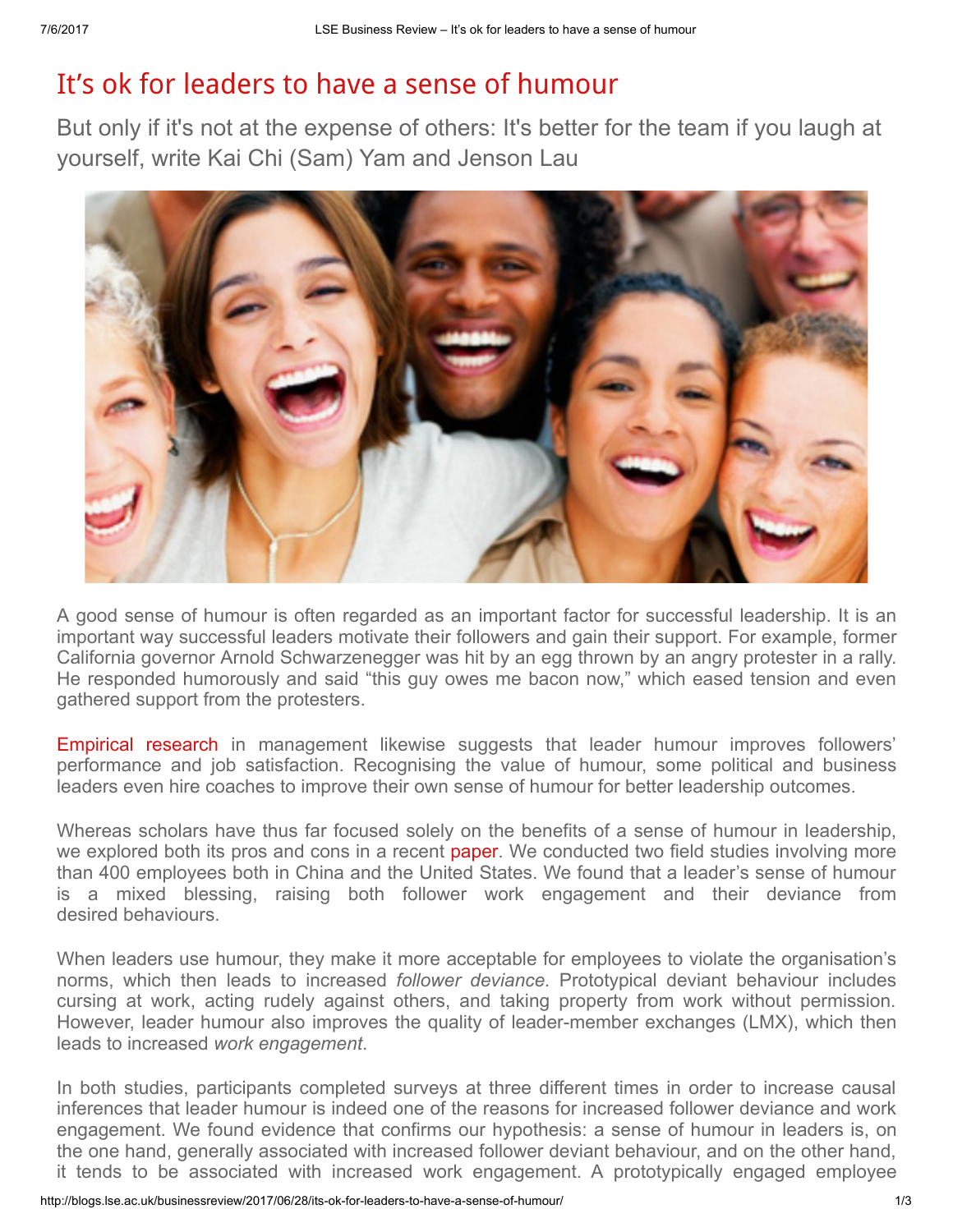# It's ok for leaders to have a sense of humour

But only if it's not at the expense of others: It's better for the team if you laugh at yourself, write Kai Chi (Sam) Yam and Jenson Lau

A good sense of humour is often regarded as an important factor for successful leadership. It is an important way successful leaders motivate their followers and gain their support. For example, former California governor Arnold Schwarzenegger was hit by an egg thrown by an angry protester in a rally. He responded humorously and said "this guy owes me bacon now," which eased tension and even gathered support from the protesters.

Empirical research in management likewise suggests that leader humour improves followers' performance and job satisfaction. Recognising the value of humour, some political and business leaders even hire coaches to improve their own sense of humour for better leadership outcomes.

Whereas scholars have thus far focused solely on the benefits of a sense of humour in leadership, we explored both its pros and cons in a recent paper. We conducted two field studies involving more than 400 employees both in China and the United States. We found that a leader's sense of humour is a mixed blessing, raising both follower work engagement and their deviance from desired behaviours.

When leaders use humour, they make it more acceptable for employees to violate the organisation's norms, which then leads to increased *follower deviance*. Prototypical deviant behaviour includes cursing at work, acting rudely against others, and taking property from work without permission. However, leader humour also improves the quality of leader-member exchanges (LMX), which then leads to increased *work engagement*.

In both studies, participants completed surveys at three different times in order to increase causal inferences that leader humour is indeed one of the reasons for increased follower deviance and work engagement. We found evidence that confirms our hypothesis: a sense of humour in leaders is, on the one hand, generally associated with increased follower deviant behaviour, and on the other hand, it tends to be associated with increased work engagement. A prototypically engaged employee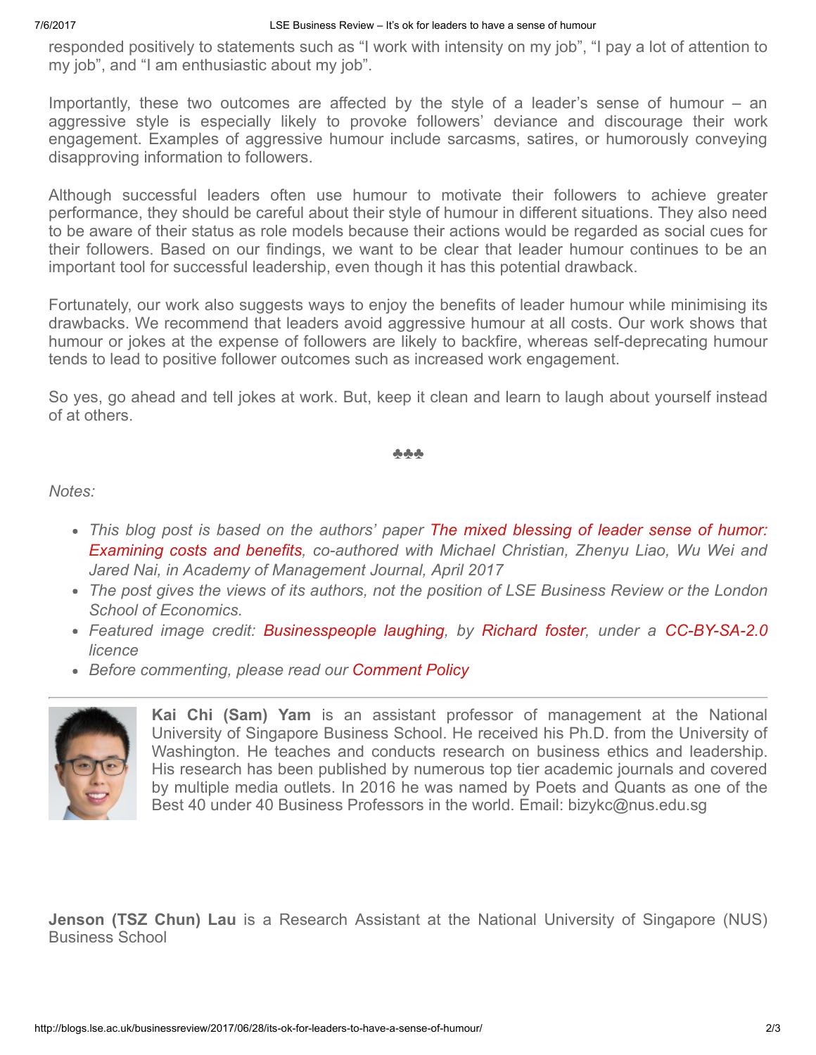responded positively to statements such as "I work with intensity on my job", "I pay a lot of attention to my job", and "I am enthusiastic about my job".

Importantly, these two outcomes are affected by the style of a leader's sense of humour – an aggressive style is especially likely to provoke followers' deviance and discourage their work engagement. Examples of aggressive humour include sarcasms, satires, or humorously conveying disapproving information to followers.

Although successful leaders often use humour to motivate their followers to achieve greater performance, they should be careful about their style of humour in different situations. They also need to be aware of their status as role models because their actions would be regarded as social cues for their followers. Based on our findings, we want to be clear that leader humour continues to be an important tool for successful leadership, even though it has this potential drawback.

Fortunately, our work also suggests ways to enjoy the benefits of leader humour while minimising its drawbacks. We recommend that leaders avoid aggressive humour at all costs. Our work shows that humour or jokes at the expense of followers are likely to backfire, whereas self-deprecating humour tends to lead to positive follower outcomes such as increased work engagement.

So yes, go ahead and tell jokes at work. But, keep it clean and learn to laugh about yourself instead of at others.

♣♣♣

*Notes:*

- *This blog post is based on the authors' paper The mixed blessing of leader sense of humor: Examining costs and benefits, co-authored with Michael Christian, Zhenyu Liao, Wu Wei and Jared Nai, in Academy of Management Journal, April 2017*
- *The post gives the views of its authors, not the position of LSE Business Review or the London School of Economics.*
- *Featured image credit: Businesspeople laughing, by Richard foster, under a CC-BY-SA-2.0 licence*
- *Before commenting, please read our Comment Policy*

---

**Kai Chi (Sam) Yam** is an assistant professor of management at the National University of Singapore Business School. He received his Ph.D. from the University of Washington. He teaches and conducts research on business ethics and leadership. His research has been published by numerous top tier academic journals and covered by multiple media outlets. In 2016 he was named by Poets and Quants as one of the Best 40 under 40 Business Professors in the world. Email: bizykc@nus.edu.sg

**Jenson (TSZ Chun) Lau** is a Research Assistant at the National University of Singapore (NUS) Business School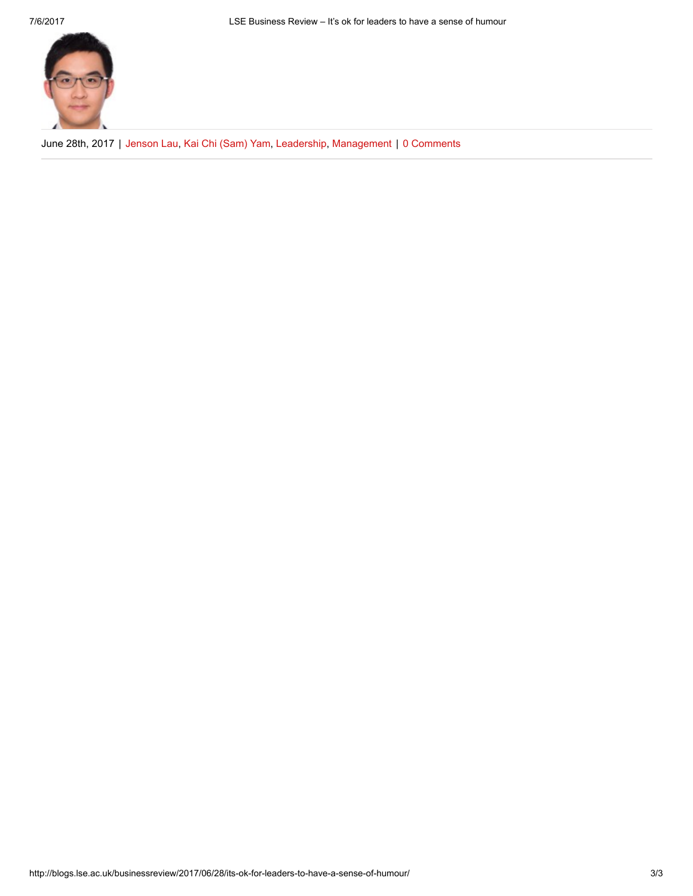June 28th, 2017 | Jenson Lau, Kai Chi (Sam) Yam, Leadership, Management | 0 Comments